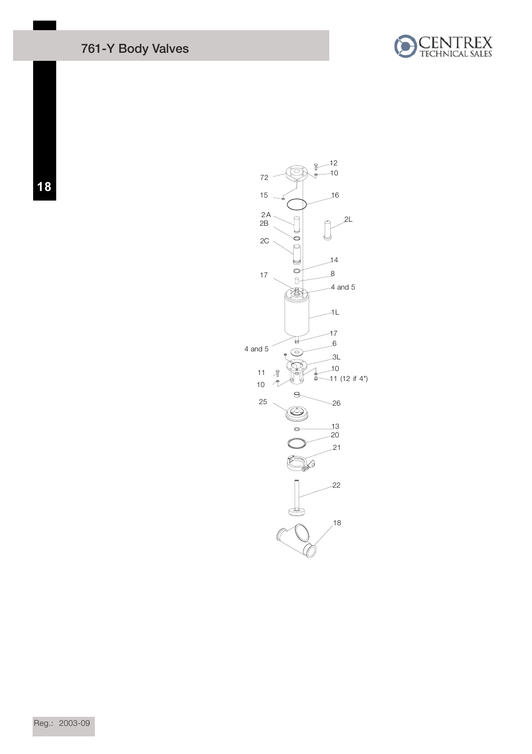# 761-Y Body Valves

72

15

2A

2B

2C

17

4 and 5

11

10

25

12

10

16

2L

14

8

4 and 5

1L

17

6

3L

10

11 (12 if 4")

26

13

20

21

22

18

Reg.: 2003-09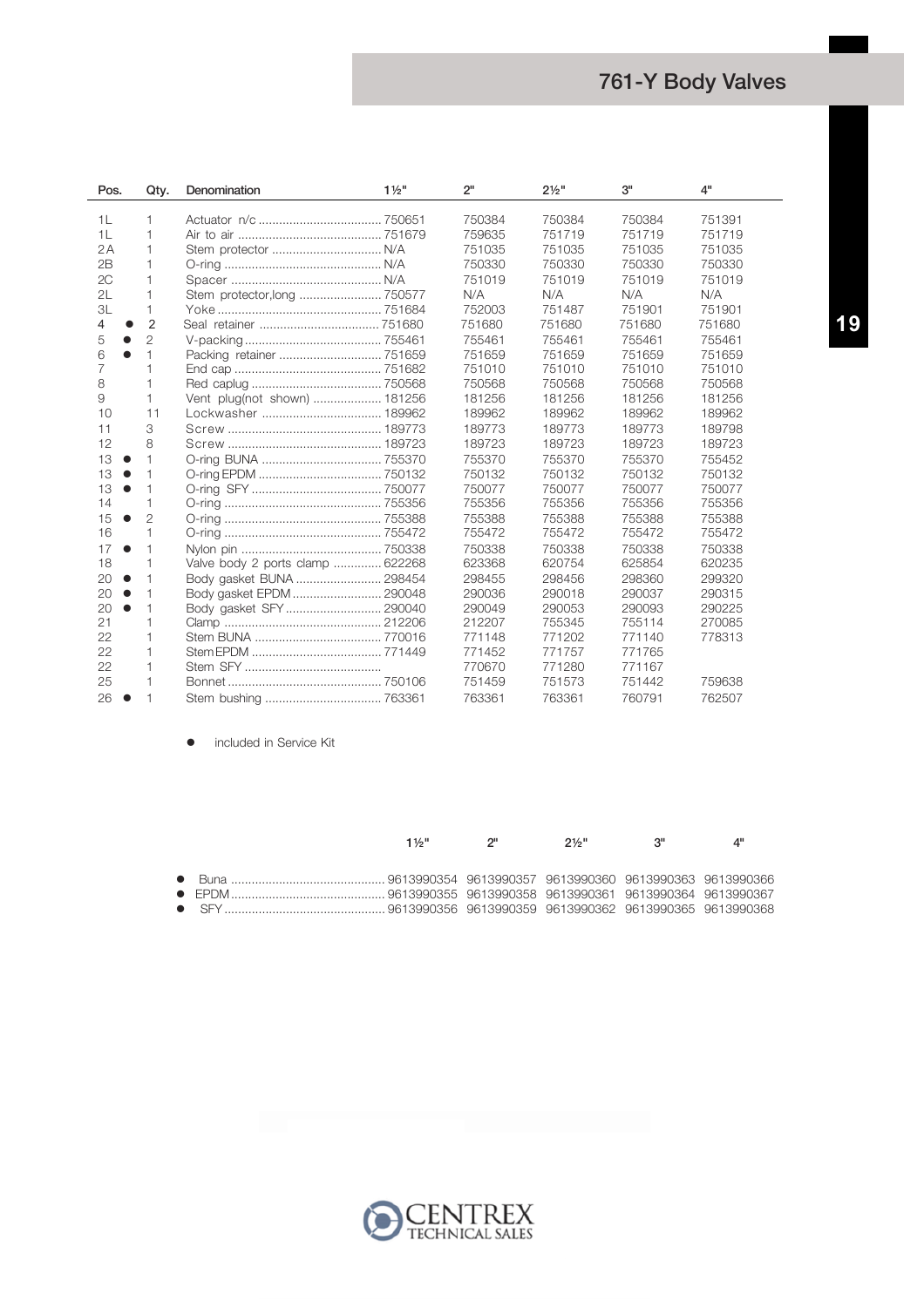# 761-Y Body Valves

| Pos. | | Qty. | Denomination | 1½" | 2" | 2½" | 3" | 4" |
|---|---|---|---|---|---|---|---|---|
| 1L | | 1 | Actuator n/c | 750651 | 750384 | 750384 | 750384 | 751391 |
| 1L | | 1 | Air to air | 751679 | 759635 | 751719 | 751719 | 751719 |
| 2A | | 1 | Stem protector | N/A | 751035 | 751035 | 751035 | 751035 |
| 2B | | 1 | O-ring | N/A | 750330 | 750330 | 750330 | 750330 |
| 2C | | 1 | Spacer | N/A | 751019 | 751019 | 751019 | 751019 |
| 2L | | 1 | Stem protector,long | 750577 | N/A | N/A | N/A | N/A |
| 3L | | 1 | Yoke | 751684 | 752003 | 751487 | 751901 | 751901 |
| 4 | ● | 2 | Seal retainer | 751680 | 751680 | 751680 | 751680 | 751680 |
| 5 | ● | 2 | V-packing | 755461 | 755461 | 755461 | 755461 | 755461 |
| 6 | ● | 1 | Packing retainer | 751659 | 751659 | 751659 | 751659 | 751659 |
| 7 | | 1 | End cap | 751682 | 751010 | 751010 | 751010 | 751010 |
| 8 | | 1 | Red caplug | 750568 | 750568 | 750568 | 750568 | 750568 |
| 9 | | 1 | Vent plug(not shown) | 181256 | 181256 | 181256 | 181256 | 181256 |
| 10 | | 11 | Lockwasher | 189962 | 189962 | 189962 | 189962 | 189962 |
| 11 | | 3 | Screw | 189773 | 189773 | 189773 | 189773 | 189798 |
| 12 | | 8 | Screw | 189723 | 189723 | 189723 | 189723 | 189723 |
| 13 | ● | 1 | O-ring BUNA | 755370 | 755370 | 755370 | 755370 | 755452 |
| 13 | ● | 1 | O-ring EPDM | 750132 | 750132 | 750132 | 750132 | 750132 |
| 13 | ● | 1 | O-ring SFY | 750077 | 750077 | 750077 | 750077 | 750077 |
| 14 | | 1 | O-ring | 755356 | 755356 | 755356 | 755356 | 755356 |
| 15 | ● | 2 | O-ring | 755388 | 755388 | 755388 | 755388 | 755388 |
| 16 | | 1 | O-ring | 755472 | 755472 | 755472 | 755472 | 755472 |
| 17 | ● | 1 | Nylon pin | 750338 | 750338 | 750338 | 750338 | 750338 |
| 18 | | 1 | Valve body 2 ports clamp | 622268 | 623368 | 620754 | 625854 | 620235 |
| 20 | ● | 1 | Body gasket BUNA | 298454 | 298455 | 298456 | 298360 | 299320 |
| 20 | ● | 1 | Body gasket EPDM | 290048 | 290036 | 290018 | 290037 | 290315 |
| 20 | ● | 1 | Body gasket SFY | 290040 | 290049 | 290053 | 290093 | 290225 |
| 21 | | 1 | Clamp | 212206 | 212207 | 755345 | 755114 | 270085 |
| 22 | | 1 | Stem BUNA | 770016 | 771148 | 771202 | 771140 | 778313 |
| 22 | | 1 | Stem EPDM | 771449 | 771452 | 771757 | 771765 | |
| 22 | | 1 | Stem SFY | | 770670 | 771280 | 771167 | |
| 25 | | 1 | Bonnet | 750106 | 751459 | 751573 | 751442 | 759638 |
| 26 | ● | 1 | Stem bushing | 763361 | 763361 | 763361 | 760791 | 762507 |

● included in Service Kit

| | 1½" | 2" | 2½" | 3" | 4" |
|---|---|---|---|---|---|
| ● Buna | 9613990354 | 9613990357 | 9613990360 | 9613990363 | 9613990366 |
| ● EPDM | 9613990355 | 9613990358 | 9613990361 | 9613990364 | 9613990367 |
| ● SFY | 9613990356 | 9613990359 | 9613990362 | 9613990365 | 9613990368 |

CENTREX TECHNICAL SALES